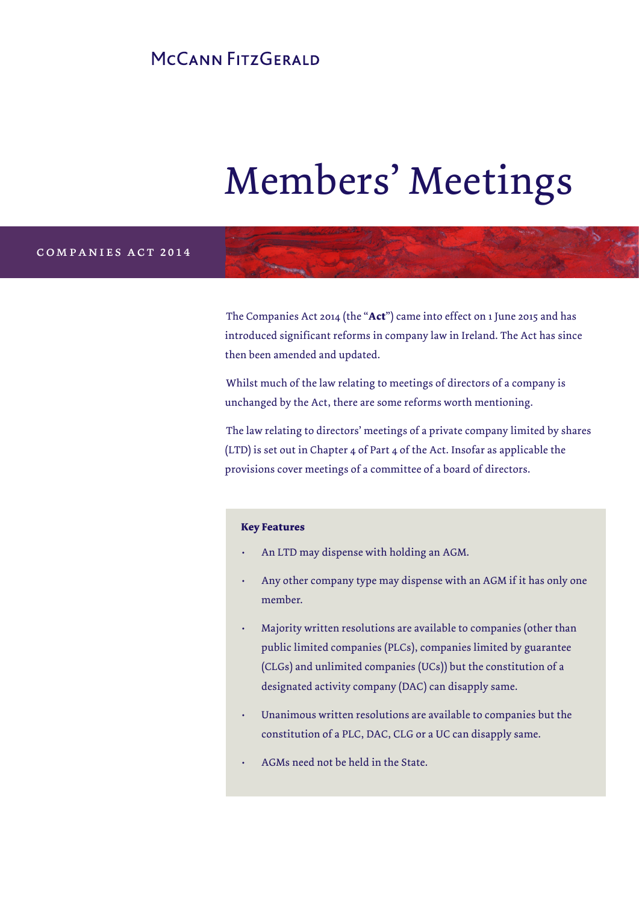McCann FitzGerald

# Members' Meetings

COMPANIES ACT 2014

The Companies Act 2014 (the "**Act**") came into effect on 1 June 2015 and has introduced significant reforms in company law in Ireland. The Act has since then been amended and updated.

Whilst much of the law relating to meetings of directors of a company is unchanged by the Act, there are some reforms worth mentioning.

The law relating to directors' meetings of a private company limited by shares (LTD) is set out in Chapter 4 of Part 4 of the Act. Insofar as applicable the provisions cover meetings of a committee of a board of directors.

**Key Features**

- An LTD may dispense with holding an AGM.
- Any other company type may dispense with an AGM if it has only one member.
- Majority written resolutions are available to companies (other than public limited companies (PLCs), companies limited by guarantee (CLGs) and unlimited companies (UCs)) but the constitution of a designated activity company (DAC) can disapply same.
- Unanimous written resolutions are available to companies but the constitution of a PLC, DAC, CLG or a UC can disapply same.
- AGMs need not be held in the State.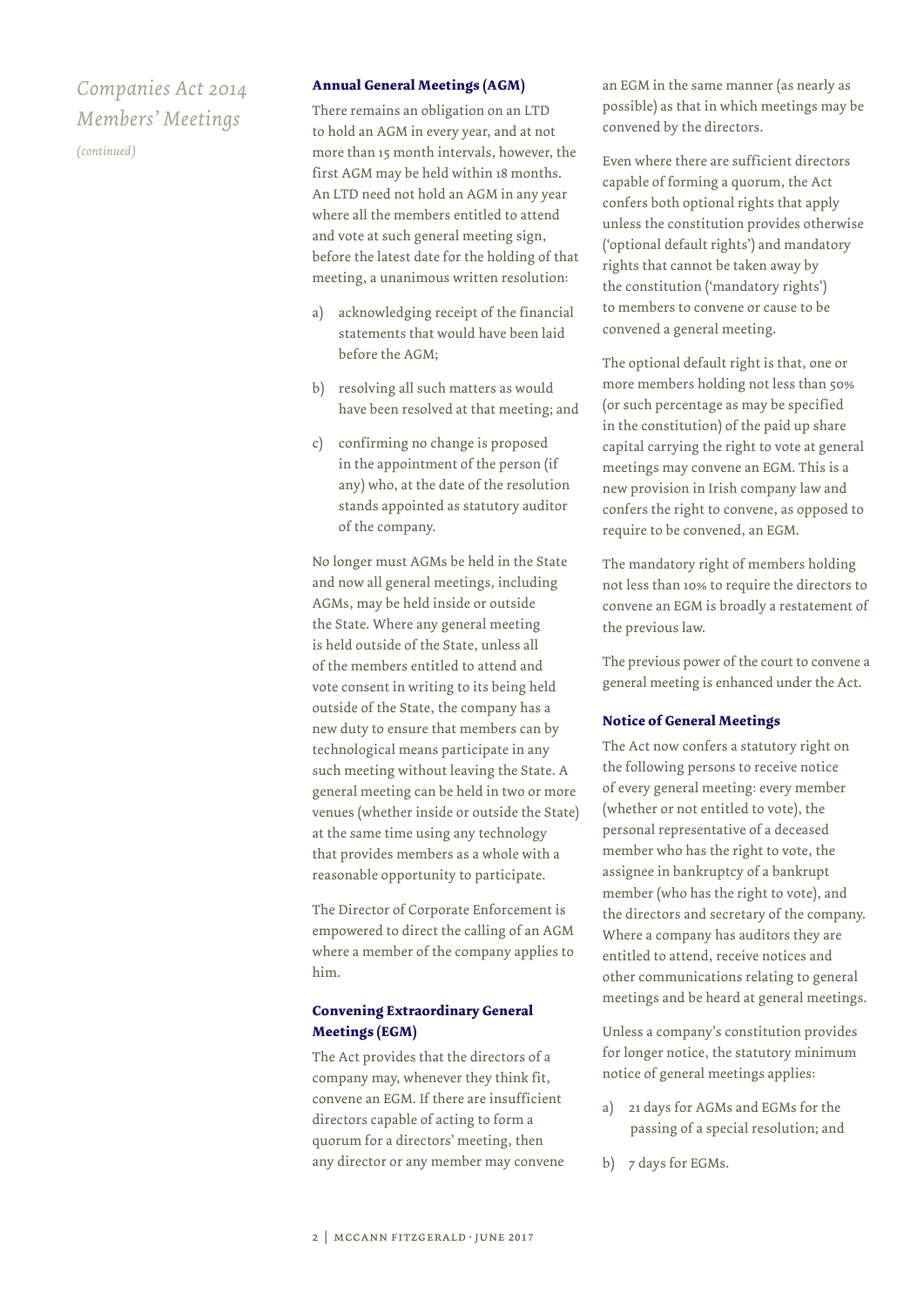*Companies Act 2014*
*Members' Meetings*
*(continued)*

### Annual General Meetings (AGM)

There remains an obligation on an LTD to hold an AGM in every year, and at not more than 15 month intervals, however, the first AGM may be held within 18 months. An LTD need not hold an AGM in any year where all the members entitled to attend and vote at such general meeting sign, before the latest date for the holding of that meeting, a unanimous written resolution:

a) acknowledging receipt of the financial statements that would have been laid before the AGM;

b) resolving all such matters as would have been resolved at that meeting; and

c) confirming no change is proposed in the appointment of the person (if any) who, at the date of the resolution stands appointed as statutory auditor of the company.

No longer must AGMs be held in the State and now all general meetings, including AGMs, may be held inside or outside the State. Where any general meeting is held outside of the State, unless all of the members entitled to attend and vote consent in writing to its being held outside of the State, the company has a new duty to ensure that members can by technological means participate in any such meeting without leaving the State. A general meeting can be held in two or more venues (whether inside or outside the State) at the same time using any technology that provides members as a whole with a reasonable opportunity to participate.

The Director of Corporate Enforcement is empowered to direct the calling of an AGM where a member of the company applies to him.

### Convening Extraordinary General Meetings (EGM)

The Act provides that the directors of a company may, whenever they think fit, convene an EGM. If there are insufficient directors capable of acting to form a quorum for a directors' meeting, then any director or any member may convene an EGM in the same manner (as nearly as possible) as that in which meetings may be convened by the directors.

Even where there are sufficient directors capable of forming a quorum, the Act confers both optional rights that apply unless the constitution provides otherwise ('optional default rights') and mandatory rights that cannot be taken away by the constitution ('mandatory rights') to members to convene or cause to be convened a general meeting.

The optional default right is that, one or more members holding not less than 50% (or such percentage as may be specified in the constitution) of the paid up share capital carrying the right to vote at general meetings may convene an EGM. This is a new provision in Irish company law and confers the right to convene, as opposed to require to be convened, an EGM.

The mandatory right of members holding not less than 10% to require the directors to convene an EGM is broadly a restatement of the previous law.

The previous power of the court to convene a general meeting is enhanced under the Act.

### Notice of General Meetings

The Act now confers a statutory right on the following persons to receive notice of every general meeting: every member (whether or not entitled to vote), the personal representative of a deceased member who has the right to vote, the assignee in bankruptcy of a bankrupt member (who has the right to vote), and the directors and secretary of the company. Where a company has auditors they are entitled to attend, receive notices and other communications relating to general meetings and be heard at general meetings.

Unless a company's constitution provides for longer notice, the statutory minimum notice of general meetings applies:

a) 21 days for AGMs and EGMs for the passing of a special resolution; and

b) 7 days for EGMs.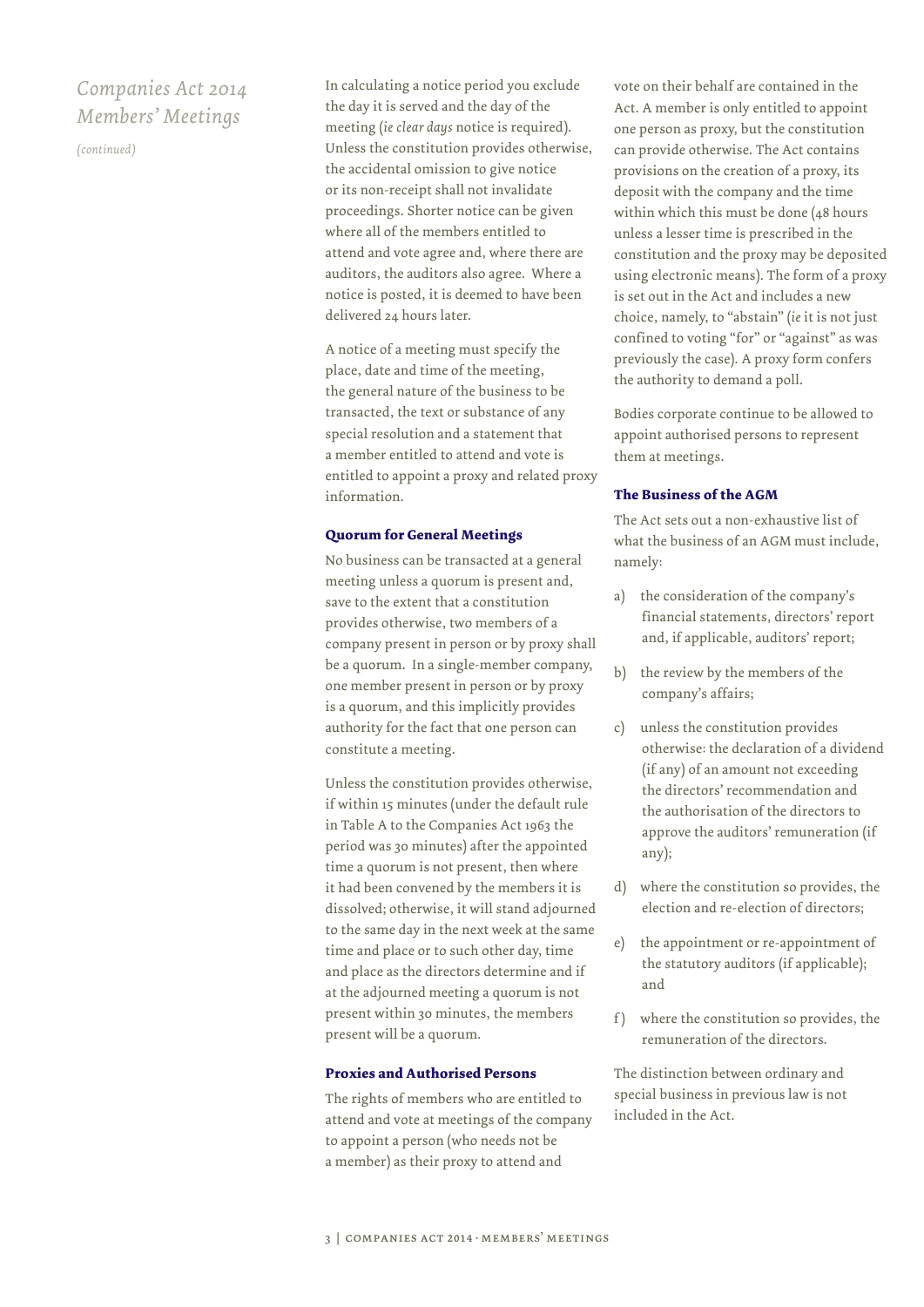In calculating a notice period you exclude the day it is served and the day of the meeting (*ie clear days* notice is required). Unless the constitution provides otherwise, the accidental omission to give notice or its non-receipt shall not invalidate proceedings. Shorter notice can be given where all of the members entitled to attend and vote agree and, where there are auditors, the auditors also agree. Where a notice is posted, it is deemed to have been delivered 24 hours later.

A notice of a meeting must specify the place, date and time of the meeting, the general nature of the business to be transacted, the text or substance of any special resolution and a statement that a member entitled to attend and vote is entitled to appoint a proxy and related proxy information.

### Quorum for General Meetings

No business can be transacted at a general meeting unless a quorum is present and, save to the extent that a constitution provides otherwise, two members of a company present in person or by proxy shall be a quorum. In a single-member company, one member present in person or by proxy is a quorum, and this implicitly provides authority for the fact that one person can constitute a meeting.

Unless the constitution provides otherwise, if within 15 minutes (under the default rule in Table A to the Companies Act 1963 the period was 30 minutes) after the appointed time a quorum is not present, then where it had been convened by the members it is dissolved; otherwise, it will stand adjourned to the same day in the next week at the same time and place or to such other day, time and place as the directors determine and if at the adjourned meeting a quorum is not present within 30 minutes, the members present will be a quorum.

### Proxies and Authorised Persons

The rights of members who are entitled to attend and vote at meetings of the company to appoint a person (who needs not be a member) as their proxy to attend and vote on their behalf are contained in the Act. A member is only entitled to appoint one person as proxy, but the constitution can provide otherwise. The Act contains provisions on the creation of a proxy, its deposit with the company and the time within which this must be done (48 hours unless a lesser time is prescribed in the constitution and the proxy may be deposited using electronic means). The form of a proxy is set out in the Act and includes a new choice, namely, to "abstain" (*ie* it is not just confined to voting "for" or "against" as was previously the case). A proxy form confers the authority to demand a poll.

Bodies corporate continue to be allowed to appoint authorised persons to represent them at meetings.

### The Business of the AGM

The Act sets out a non-exhaustive list of what the business of an AGM must include, namely:

a) the consideration of the company's financial statements, directors' report and, if applicable, auditors' report;

b) the review by the members of the company's affairs;

c) unless the constitution provides otherwise: the declaration of a dividend (if any) of an amount not exceeding the directors' recommendation and the authorisation of the directors to approve the auditors' remuneration (if any);

d) where the constitution so provides, the election and re-election of directors;

e) the appointment or re-appointment of the statutory auditors (if applicable); and

f) where the constitution so provides, the remuneration of the directors.

The distinction between ordinary and special business in previous law is not included in the Act.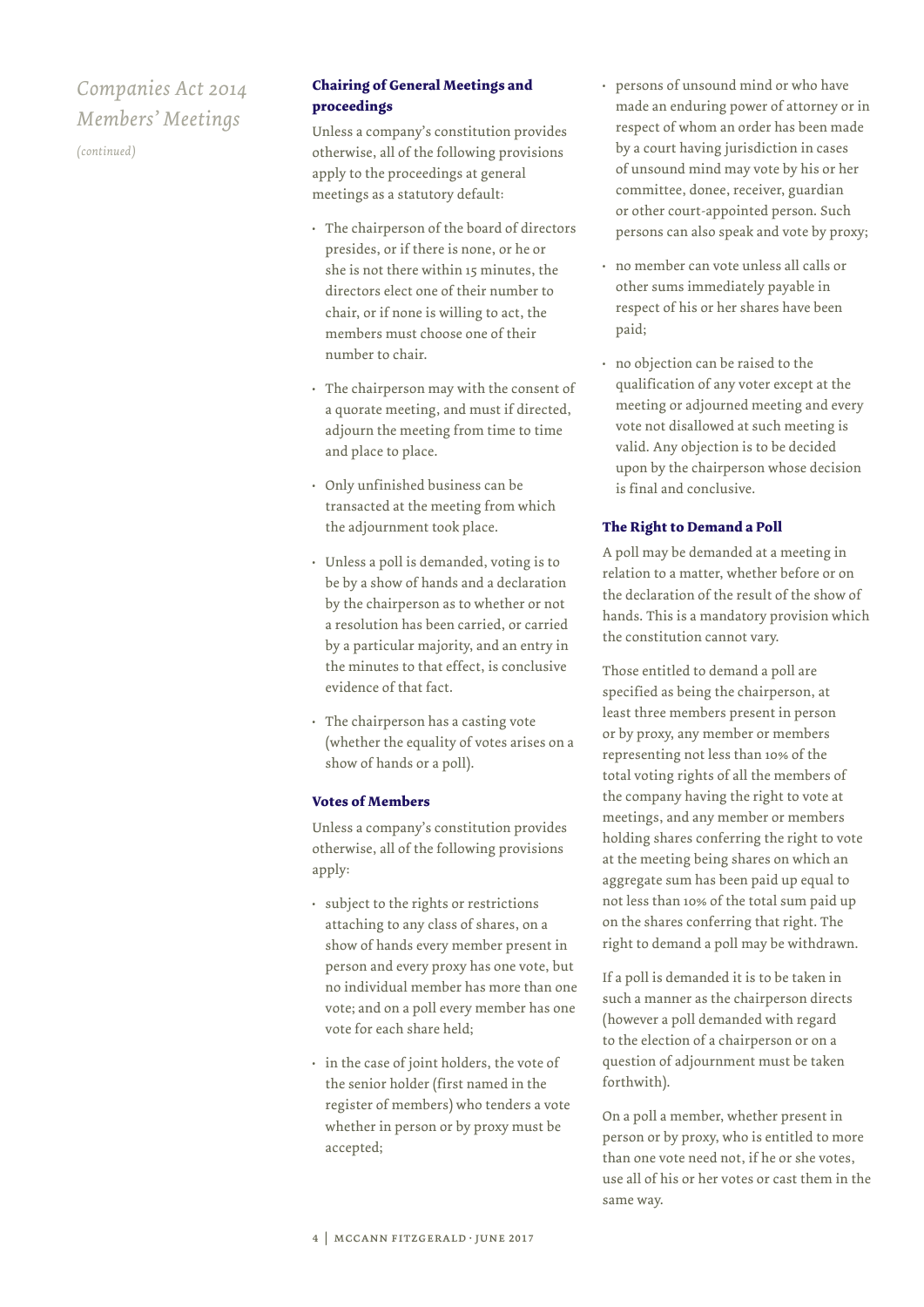*Companies Act 2014*
*Members' Meetings*
*(continued)*

### Chairing of General Meetings and proceedings

Unless a company's constitution provides otherwise, all of the following provisions apply to the proceedings at general meetings as a statutory default:

- The chairperson of the board of directors presides, or if there is none, or he or she is not there within 15 minutes, the directors elect one of their number to chair, or if none is willing to act, the members must choose one of their number to chair.
- The chairperson may with the consent of a quorate meeting, and must if directed, adjourn the meeting from time to time and place to place.
- Only unfinished business can be transacted at the meeting from which the adjournment took place.
- Unless a poll is demanded, voting is to be by a show of hands and a declaration by the chairperson as to whether or not a resolution has been carried, or carried by a particular majority, and an entry in the minutes to that effect, is conclusive evidence of that fact.
- The chairperson has a casting vote (whether the equality of votes arises on a show of hands or a poll).

### Votes of Members

Unless a company's constitution provides otherwise, all of the following provisions apply:

- subject to the rights or restrictions attaching to any class of shares, on a show of hands every member present in person and every proxy has one vote, but no individual member has more than one vote; and on a poll every member has one vote for each share held;
- in the case of joint holders, the vote of the senior holder (first named in the register of members) who tenders a vote whether in person or by proxy must be accepted;
- persons of unsound mind or who have made an enduring power of attorney or in respect of whom an order has been made by a court having jurisdiction in cases of unsound mind may vote by his or her committee, donee, receiver, guardian or other court-appointed person. Such persons can also speak and vote by proxy;
- no member can vote unless all calls or other sums immediately payable in respect of his or her shares have been paid;
- no objection can be raised to the qualification of any voter except at the meeting or adjourned meeting and every vote not disallowed at such meeting is valid. Any objection is to be decided upon by the chairperson whose decision is final and conclusive.

### The Right to Demand a Poll

A poll may be demanded at a meeting in relation to a matter, whether before or on the declaration of the result of the show of hands. This is a mandatory provision which the constitution cannot vary.

Those entitled to demand a poll are specified as being the chairperson, at least three members present in person or by proxy, any member or members representing not less than 10% of the total voting rights of all the members of the company having the right to vote at meetings, and any member or members holding shares conferring the right to vote at the meeting being shares on which an aggregate sum has been paid up equal to not less than 10% of the total sum paid up on the shares conferring that right. The right to demand a poll may be withdrawn.

If a poll is demanded it is to be taken in such a manner as the chairperson directs (however a poll demanded with regard to the election of a chairperson or on a question of adjournment must be taken forthwith).

On a poll a member, whether present in person or by proxy, who is entitled to more than one vote need not, if he or she votes, use all of his or her votes or cast them in the same way.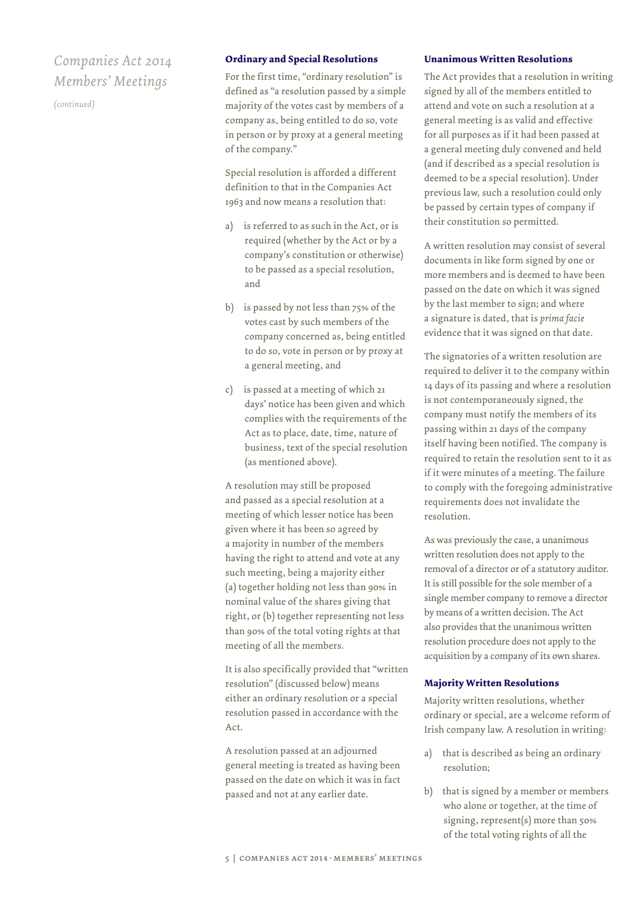## Ordinary and Special Resolutions

For the first time, "ordinary resolution" is defined as "a resolution passed by a simple majority of the votes cast by members of a company as, being entitled to do so, vote in person or by proxy at a general meeting of the company."

Special resolution is afforded a different definition to that in the Companies Act 1963 and now means a resolution that:

a) is referred to as such in the Act, or is required (whether by the Act or by a company's constitution or otherwise) to be passed as a special resolution, and

b) is passed by not less than 75% of the votes cast by such members of the company concerned as, being entitled to do so, vote in person or by proxy at a general meeting, and

c) is passed at a meeting of which 21 days' notice has been given and which complies with the requirements of the Act as to place, date, time, nature of business, text of the special resolution (as mentioned above).

A resolution may still be proposed and passed as a special resolution at a meeting of which lesser notice has been given where it has been so agreed by a majority in number of the members having the right to attend and vote at any such meeting, being a majority either (a) together holding not less than 90% in nominal value of the shares giving that right, or (b) together representing not less than 90% of the total voting rights at that meeting of all the members.

It is also specifically provided that "written resolution" (discussed below) means either an ordinary resolution or a special resolution passed in accordance with the Act.

A resolution passed at an adjourned general meeting is treated as having been passed on the date on which it was in fact passed and not at any earlier date.

## Unanimous Written Resolutions

The Act provides that a resolution in writing signed by all of the members entitled to attend and vote on such a resolution at a general meeting is as valid and effective for all purposes as if it had been passed at a general meeting duly convened and held (and if described as a special resolution is deemed to be a special resolution). Under previous law, such a resolution could only be passed by certain types of company if their constitution so permitted.

A written resolution may consist of several documents in like form signed by one or more members and is deemed to have been passed on the date on which it was signed by the last member to sign; and where a signature is dated, that is *prima facie* evidence that it was signed on that date.

The signatories of a written resolution are required to deliver it to the company within 14 days of its passing and where a resolution is not contemporaneously signed, the company must notify the members of its passing within 21 days of the company itself having been notified. The company is required to retain the resolution sent to it as if it were minutes of a meeting. The failure to comply with the foregoing administrative requirements does not invalidate the resolution.

As was previously the case, a unanimous written resolution does not apply to the removal of a director or of a statutory auditor. It is still possible for the sole member of a single member company to remove a director by means of a written decision. The Act also provides that the unanimous written resolution procedure does not apply to the acquisition by a company of its own shares.

## Majority Written Resolutions

Majority written resolutions, whether ordinary or special, are a welcome reform of Irish company law. A resolution in writing:

a) that is described as being an ordinary resolution;

b) that is signed by a member or members who alone or together, at the time of signing, represent(s) more than 50% of the total voting rights of all the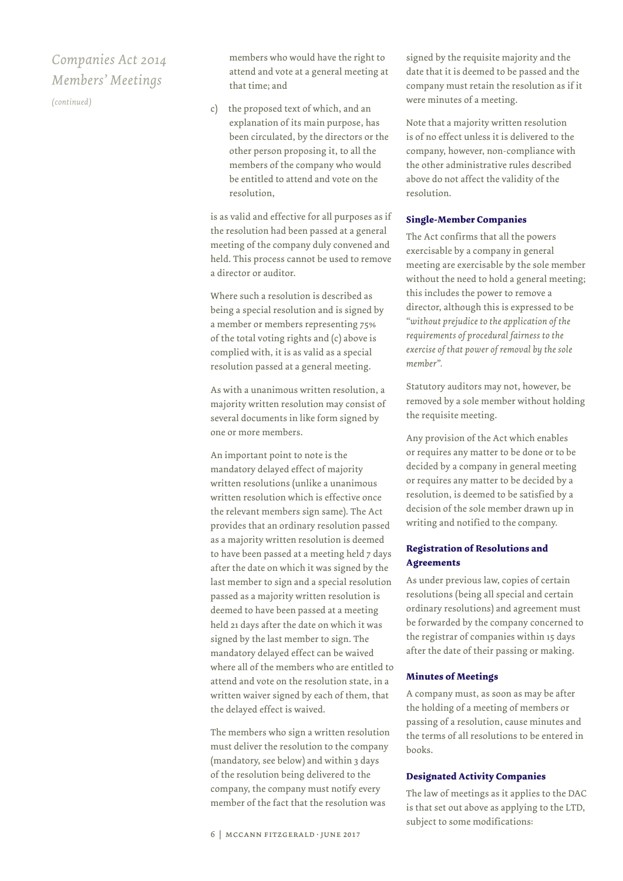members who would have the right to attend and vote at a general meeting at that time; and

c) the proposed text of which, and an explanation of its main purpose, has been circulated, by the directors or the other person proposing it, to all the members of the company who would be entitled to attend and vote on the resolution,

is as valid and effective for all purposes as if the resolution had been passed at a general meeting of the company duly convened and held. This process cannot be used to remove a director or auditor.

Where such a resolution is described as being a special resolution and is signed by a member or members representing 75% of the total voting rights and (c) above is complied with, it is as valid as a special resolution passed at a general meeting.

As with a unanimous written resolution, a majority written resolution may consist of several documents in like form signed by one or more members.

An important point to note is the mandatory delayed effect of majority written resolutions (unlike a unanimous written resolution which is effective once the relevant members sign same). The Act provides that an ordinary resolution passed as a majority written resolution is deemed to have been passed at a meeting held 7 days after the date on which it was signed by the last member to sign and a special resolution passed as a majority written resolution is deemed to have been passed at a meeting held 21 days after the date on which it was signed by the last member to sign. The mandatory delayed effect can be waived where all of the members who are entitled to attend and vote on the resolution state, in a written waiver signed by each of them, that the delayed effect is waived.

The members who sign a written resolution must deliver the resolution to the company (mandatory, see below) and within 3 days of the resolution being delivered to the company, the company must notify every member of the fact that the resolution was signed by the requisite majority and the date that it is deemed to be passed and the company must retain the resolution as if it were minutes of a meeting.

Note that a majority written resolution is of no effect unless it is delivered to the company, however, non-compliance with the other administrative rules described above do not affect the validity of the resolution.

### Single-Member Companies

The Act confirms that all the powers exercisable by a company in general meeting are exercisable by the sole member without the need to hold a general meeting; this includes the power to remove a director, although this is expressed to be *"without prejudice to the application of the requirements of procedural fairness to the exercise of that power of removal by the sole member"*.

Statutory auditors may not, however, be removed by a sole member without holding the requisite meeting.

Any provision of the Act which enables or requires any matter to be done or to be decided by a company in general meeting or requires any matter to be decided by a resolution, is deemed to be satisfied by a decision of the sole member drawn up in writing and notified to the company.

### Registration of Resolutions and Agreements

As under previous law, copies of certain resolutions (being all special and certain ordinary resolutions) and agreement must be forwarded by the company concerned to the registrar of companies within 15 days after the date of their passing or making.

### Minutes of Meetings

A company must, as soon as may be after the holding of a meeting of members or passing of a resolution, cause minutes and the terms of all resolutions to be entered in books.

### Designated Activity Companies

The law of meetings as it applies to the DAC is that set out above as applying to the LTD, subject to some modifications: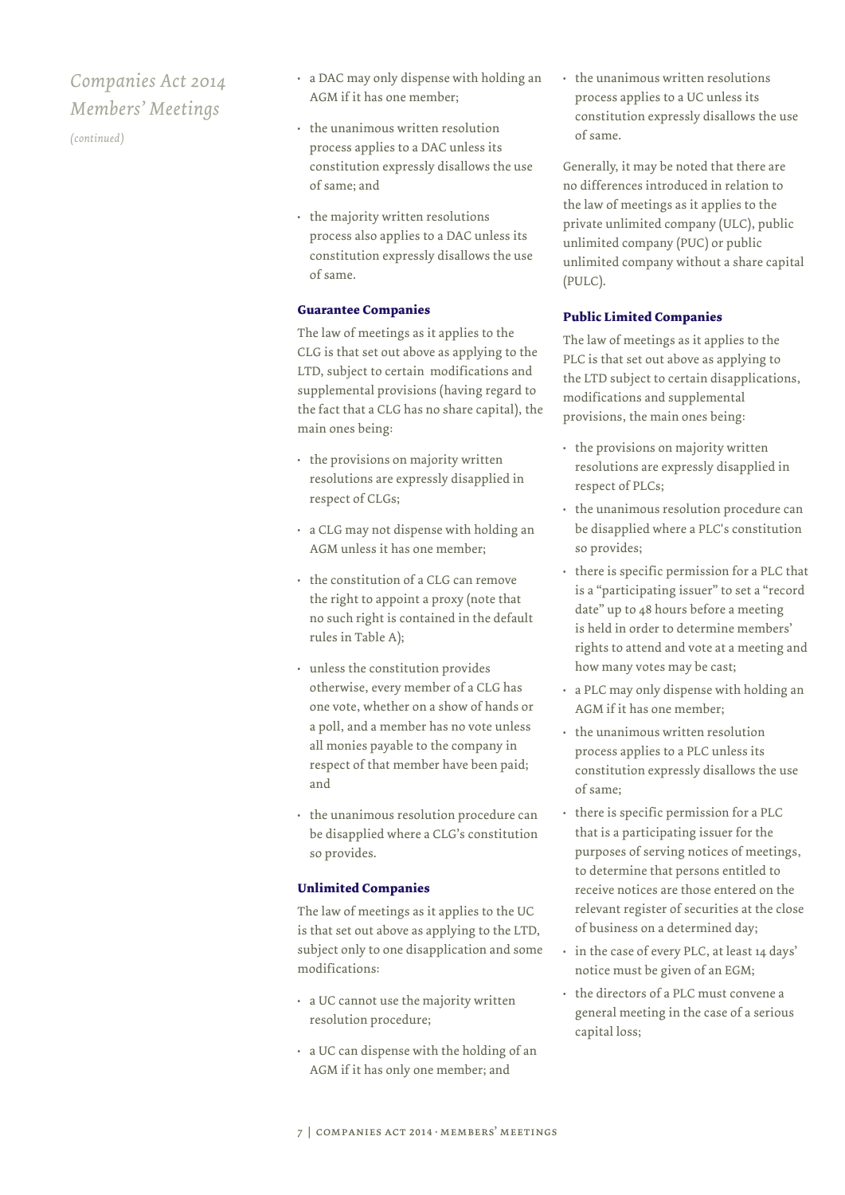*Companies Act 2014 Members' Meetings*

*(continued)*

- a DAC may only dispense with holding an AGM if it has one member;
- the unanimous written resolution process applies to a DAC unless its constitution expressly disallows the use of same; and
- the majority written resolutions process also applies to a DAC unless its constitution expressly disallows the use of same.

### Guarantee Companies

The law of meetings as it applies to the CLG is that set out above as applying to the LTD, subject to certain modifications and supplemental provisions (having regard to the fact that a CLG has no share capital), the main ones being:

- the provisions on majority written resolutions are expressly disapplied in respect of CLGs;
- a CLG may not dispense with holding an AGM unless it has one member;
- the constitution of a CLG can remove the right to appoint a proxy (note that no such right is contained in the default rules in Table A);
- unless the constitution provides otherwise, every member of a CLG has one vote, whether on a show of hands or a poll, and a member has no vote unless all monies payable to the company in respect of that member have been paid; and
- the unanimous resolution procedure can be disapplied where a CLG's constitution so provides.

### Unlimited Companies

The law of meetings as it applies to the UC is that set out above as applying to the LTD, subject only to one disapplication and some modifications:

- a UC cannot use the majority written resolution procedure;
- a UC can dispense with the holding of an AGM if it has only one member; and
- the unanimous written resolutions process applies to a UC unless its constitution expressly disallows the use of same.

Generally, it may be noted that there are no differences introduced in relation to the law of meetings as it applies to the private unlimited company (ULC), public unlimited company (PUC) or public unlimited company without a share capital (PULC).

### Public Limited Companies

The law of meetings as it applies to the PLC is that set out above as applying to the LTD subject to certain disapplications, modifications and supplemental provisions, the main ones being:

- the provisions on majority written resolutions are expressly disapplied in respect of PLCs;
- the unanimous resolution procedure can be disapplied where a PLC's constitution so provides;
- there is specific permission for a PLC that is a "participating issuer" to set a "record date" up to 48 hours before a meeting is held in order to determine members' rights to attend and vote at a meeting and how many votes may be cast;
- a PLC may only dispense with holding an AGM if it has one member;
- the unanimous written resolution process applies to a PLC unless its constitution expressly disallows the use of same;
- there is specific permission for a PLC that is a participating issuer for the purposes of serving notices of meetings, to determine that persons entitled to receive notices are those entered on the relevant register of securities at the close of business on a determined day;
- in the case of every PLC, at least 14 days' notice must be given of an EGM;
- the directors of a PLC must convene a general meeting in the case of a serious capital loss;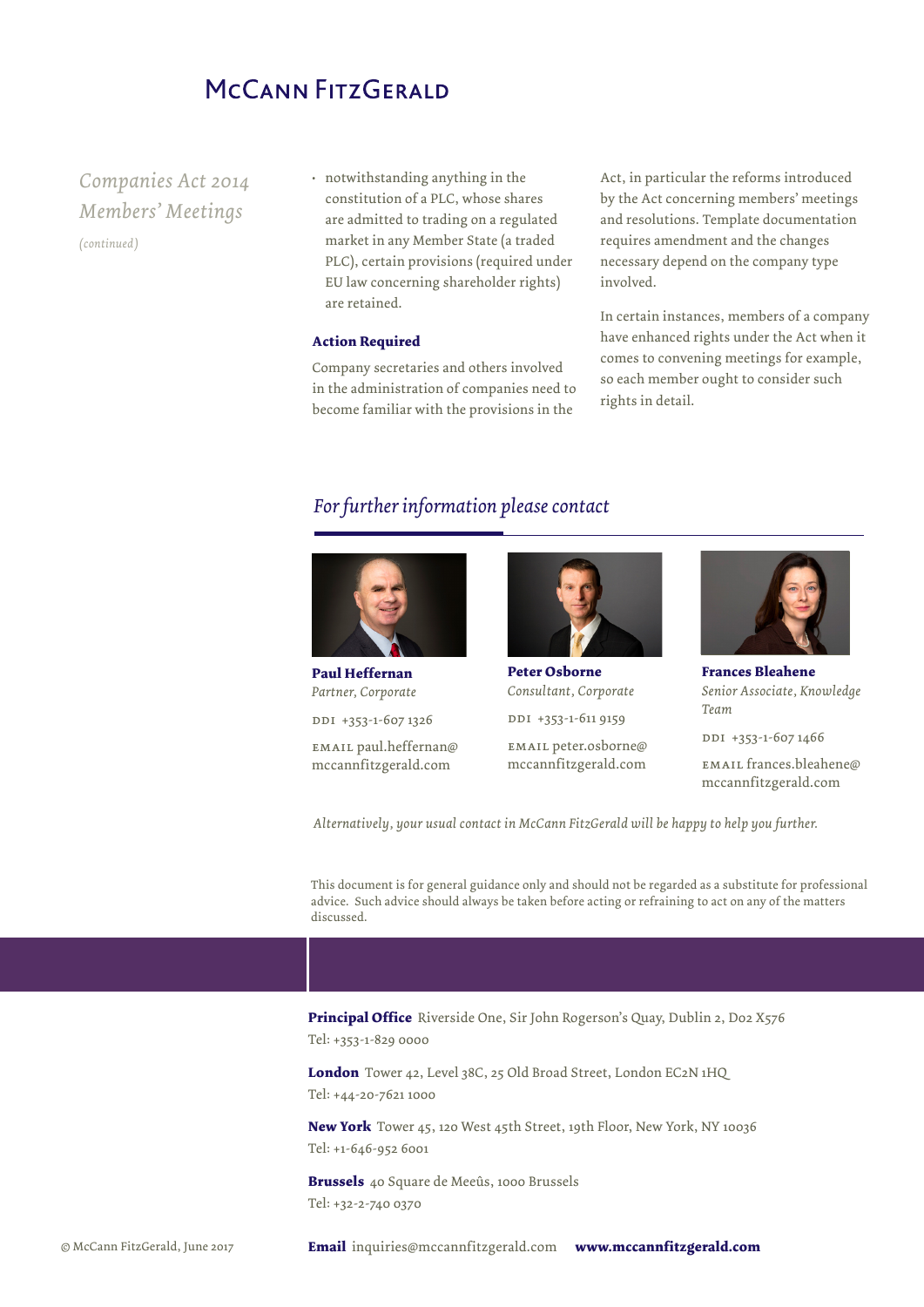# McCann FitzGerald

*Companies Act 2014 Members' Meetings*

*(continued)*

- notwithstanding anything in the constitution of a PLC, whose shares are admitted to trading on a regulated market in any Member State (a traded PLC), certain provisions (required under EU law concerning shareholder rights) are retained.

### Action Required

Company secretaries and others involved in the administration of companies need to become familiar with the provisions in the Act, in particular the reforms introduced by the Act concerning members' meetings and resolutions. Template documentation requires amendment and the changes necessary depend on the company type involved.

In certain instances, members of a company have enhanced rights under the Act when it comes to convening meetings for example, so each member ought to consider such rights in detail.

## *For further information please contact*

**Paul Heffernan**
*Partner, Corporate*

DDI +353-1-607 1326

EMAIL paul.heffernan@mccannfitzgerald.com

**Peter Osborne**
*Consultant, Corporate*

DDI +353-1-611 9159

EMAIL peter.osborne@mccannfitzgerald.com

**Frances Bleahene**
*Senior Associate, Knowledge Team*

DDI +353-1-607 1466

EMAIL frances.bleahene@mccannfitzgerald.com

*Alternatively, your usual contact in McCann FitzGerald will be happy to help you further.*

This document is for general guidance only and should not be regarded as a substitute for professional advice. Such advice should always be taken before acting or refraining to act on any of the matters discussed.

**Principal Office** Riverside One, Sir John Rogerson's Quay, Dublin 2, D02 X576
Tel: +353-1-829 0000

**London** Tower 42, Level 38C, 25 Old Broad Street, London EC2N 1HQ
Tel: +44-20-7621 1000

**New York** Tower 45, 120 West 45th Street, 19th Floor, New York, NY 10036
Tel: +1-646-952 6001

**Brussels** 40 Square de Meeûs, 1000 Brussels
Tel: +32-2-740 0370

© McCann FitzGerald, June 2017

**Email** inquiries@mccannfitzgerald.com **www.mccannfitzgerald.com**